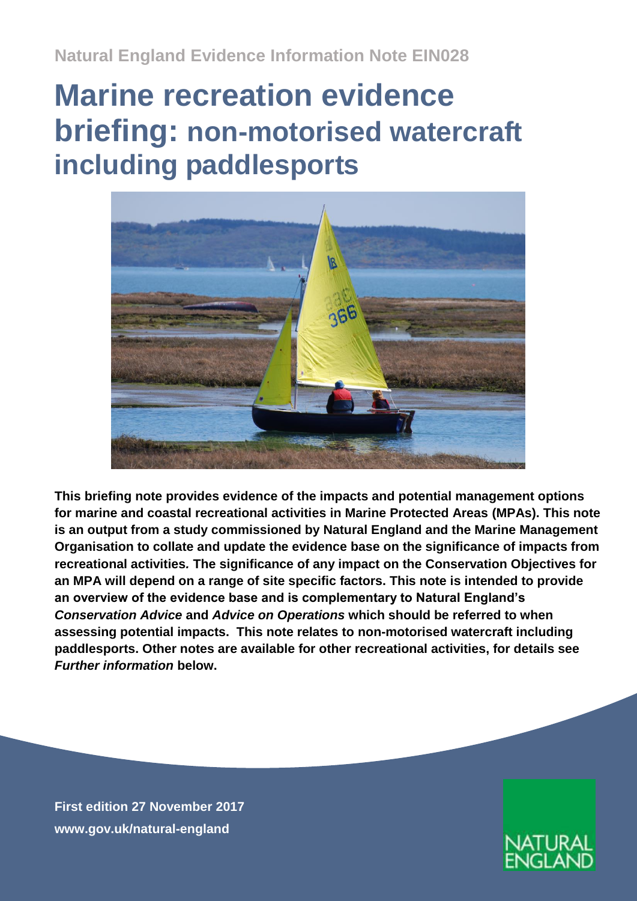Natural England Evidence Information Note EIN028

# Marine recreation evidence briefing: non-motorised watercraft including paddlesports

**This briefing note provides evidence of the impacts and potential management options for marine and coastal recreational activities in Marine Protected Areas (MPAs). This note is an output from a study commissioned by Natural England and the Marine Management Organisation to collate and update the evidence base on the significance of impacts from recreational activities. The significance of any impact on the Conservation Objectives for an MPA will depend on a range of site specific factors. This note is intended to provide an overview of the evidence base and is complementary to Natural England's *Conservation Advice* and *Advice on Operations* which should be referred to when assessing potential impacts. This note relates to non-motorised watercraft including paddlesports. Other notes are available for other recreational activities, for details see *Further information* below.**

**First edition 27 November 2017**
**www.gov.uk/natural-england**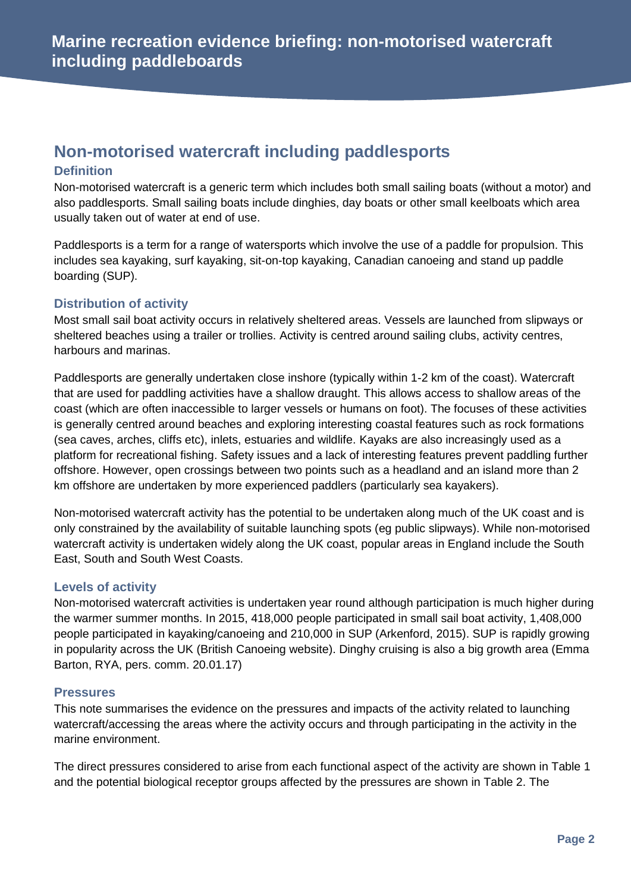# Marine recreation evidence briefing: non-motorised watercraft including paddleboards

## Non-motorised watercraft including paddlesports

### Definition

Non-motorised watercraft is a generic term which includes both small sailing boats (without a motor) and also paddlesports. Small sailing boats include dinghies, day boats or other small keelboats which area usually taken out of water at end of use.

Paddlesports is a term for a range of watersports which involve the use of a paddle for propulsion. This includes sea kayaking, surf kayaking, sit-on-top kayaking, Canadian canoeing and stand up paddle boarding (SUP).

### Distribution of activity

Most small sail boat activity occurs in relatively sheltered areas. Vessels are launched from slipways or sheltered beaches using a trailer or trollies. Activity is centred around sailing clubs, activity centres, harbours and marinas.

Paddlesports are generally undertaken close inshore (typically within 1-2 km of the coast). Watercraft that are used for paddling activities have a shallow draught. This allows access to shallow areas of the coast (which are often inaccessible to larger vessels or humans on foot). The focuses of these activities is generally centred around beaches and exploring interesting coastal features such as rock formations (sea caves, arches, cliffs etc), inlets, estuaries and wildlife. Kayaks are also increasingly used as a platform for recreational fishing. Safety issues and a lack of interesting features prevent paddling further offshore. However, open crossings between two points such as a headland and an island more than 2 km offshore are undertaken by more experienced paddlers (particularly sea kayakers).

Non-motorised watercraft activity has the potential to be undertaken along much of the UK coast and is only constrained by the availability of suitable launching spots (eg public slipways). While non-motorised watercraft activity is undertaken widely along the UK coast, popular areas in England include the South East, South and South West Coasts.

### Levels of activity

Non-motorised watercraft activities is undertaken year round although participation is much higher during the warmer summer months. In 2015, 418,000 people participated in small sail boat activity, 1,408,000 people participated in kayaking/canoeing and 210,000 in SUP (Arkenford, 2015). SUP is rapidly growing in popularity across the UK (British Canoeing website). Dinghy cruising is also a big growth area (Emma Barton, RYA, pers. comm. 20.01.17)

### Pressures

This note summarises the evidence on the pressures and impacts of the activity related to launching watercraft/accessing the areas where the activity occurs and through participating in the activity in the marine environment.

The direct pressures considered to arise from each functional aspect of the activity are shown in Table 1 and the potential biological receptor groups affected by the pressures are shown in Table 2. The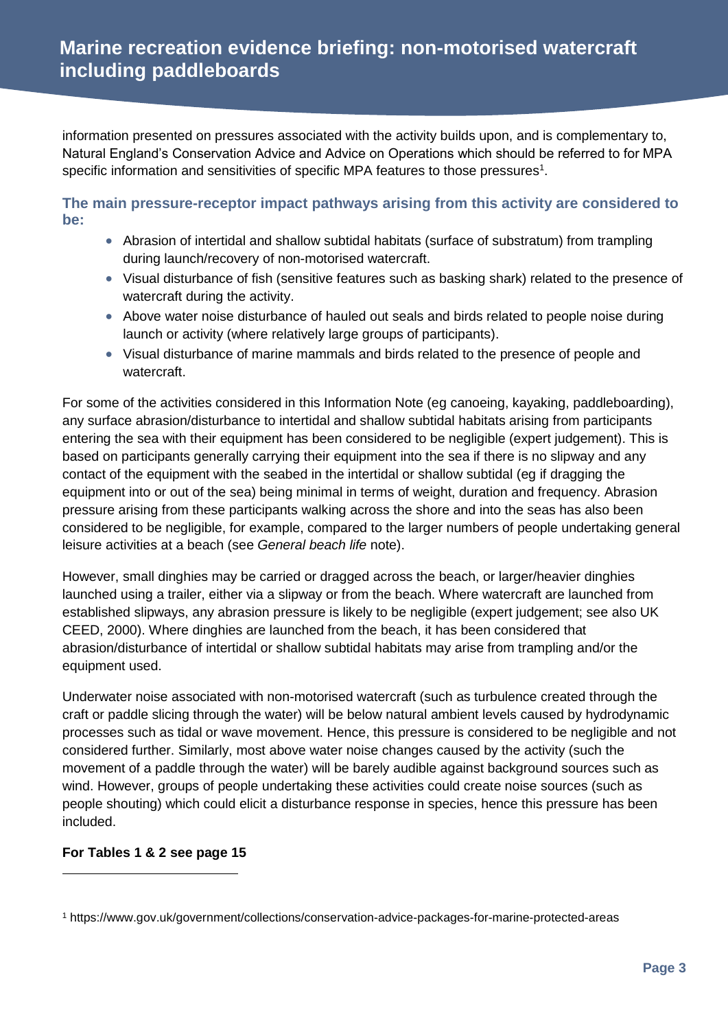information presented on pressures associated with the activity builds upon, and is complementary to, Natural England's Conservation Advice and Advice on Operations which should be referred to for MPA specific information and sensitivities of specific MPA features to those pressures[1].

### The main pressure-receptor impact pathways arising from this activity are considered to be:

- Abrasion of intertidal and shallow subtidal habitats (surface of substratum) from trampling during launch/recovery of non-motorised watercraft.
- Visual disturbance of fish (sensitive features such as basking shark) related to the presence of watercraft during the activity.
- Above water noise disturbance of hauled out seals and birds related to people noise during launch or activity (where relatively large groups of participants).
- Visual disturbance of marine mammals and birds related to the presence of people and watercraft.

For some of the activities considered in this Information Note (eg canoeing, kayaking, paddleboarding), any surface abrasion/disturbance to intertidal and shallow subtidal habitats arising from participants entering the sea with their equipment has been considered to be negligible (expert judgement). This is based on participants generally carrying their equipment into the sea if there is no slipway and any contact of the equipment with the seabed in the intertidal or shallow subtidal (eg if dragging the equipment into or out of the sea) being minimal in terms of weight, duration and frequency. Abrasion pressure arising from these participants walking across the shore and into the seas has also been considered to be negligible, for example, compared to the larger numbers of people undertaking general leisure activities at a beach (see *General beach life* note).

However, small dinghies may be carried or dragged across the beach, or larger/heavier dinghies launched using a trailer, either via a slipway or from the beach. Where watercraft are launched from established slipways, any abrasion pressure is likely to be negligible (expert judgement; see also UK CEED, 2000). Where dinghies are launched from the beach, it has been considered that abrasion/disturbance of intertidal or shallow subtidal habitats may arise from trampling and/or the equipment used.

Underwater noise associated with non-motorised watercraft (such as turbulence created through the craft or paddle slicing through the water) will be below natural ambient levels caused by hydrodynamic processes such as tidal or wave movement. Hence, this pressure is considered to be negligible and not considered further. Similarly, most above water noise changes caused by the activity (such the movement of a paddle through the water) will be barely audible against background sources such as wind. However, groups of people undertaking these activities could create noise sources (such as people shouting) which could elicit a disturbance response in species, hence this pressure has been included.

**For Tables 1 & 2 see page 15**

---

[1] https://www.gov.uk/government/collections/conservation-advice-packages-for-marine-protected-areas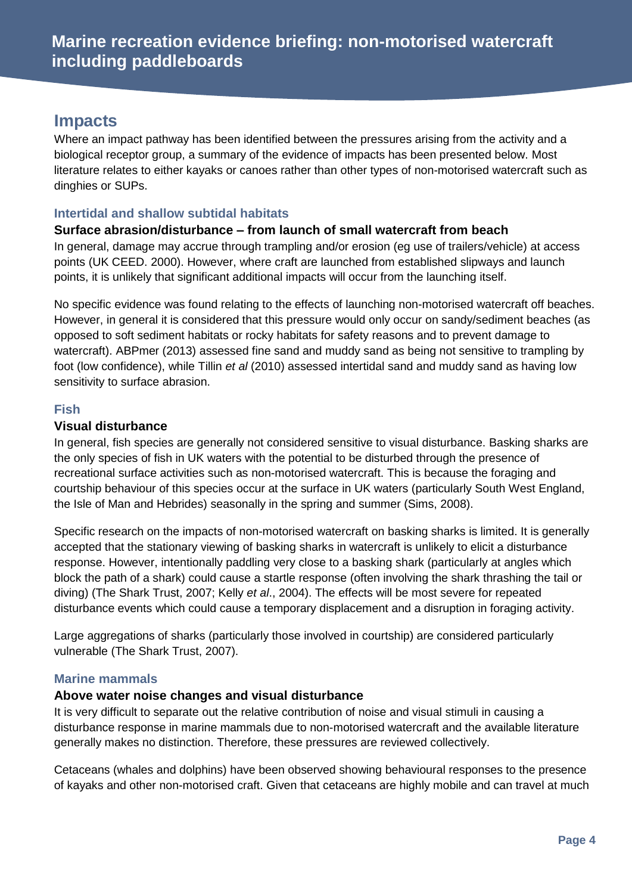## Impacts

Where an impact pathway has been identified between the pressures arising from the activity and a biological receptor group, a summary of the evidence of impacts has been presented below. Most literature relates to either kayaks or canoes rather than other types of non-motorised watercraft such as dinghies or SUPs.

### Intertidal and shallow subtidal habitats

#### Surface abrasion/disturbance – from launch of small watercraft from beach

In general, damage may accrue through trampling and/or erosion (eg use of trailers/vehicle) at access points (UK CEED. 2000). However, where craft are launched from established slipways and launch points, it is unlikely that significant additional impacts will occur from the launching itself.

No specific evidence was found relating to the effects of launching non-motorised watercraft off beaches. However, in general it is considered that this pressure would only occur on sandy/sediment beaches (as opposed to soft sediment habitats or rocky habitats for safety reasons and to prevent damage to watercraft). ABPmer (2013) assessed fine sand and muddy sand as being not sensitive to trampling by foot (low confidence), while Tillin *et al* (2010) assessed intertidal sand and muddy sand as having low sensitivity to surface abrasion.

### Fish

#### Visual disturbance

In general, fish species are generally not considered sensitive to visual disturbance. Basking sharks are the only species of fish in UK waters with the potential to be disturbed through the presence of recreational surface activities such as non-motorised watercraft. This is because the foraging and courtship behaviour of this species occur at the surface in UK waters (particularly South West England, the Isle of Man and Hebrides) seasonally in the spring and summer (Sims, 2008).

Specific research on the impacts of non-motorised watercraft on basking sharks is limited. It is generally accepted that the stationary viewing of basking sharks in watercraft is unlikely to elicit a disturbance response. However, intentionally paddling very close to a basking shark (particularly at angles which block the path of a shark) could cause a startle response (often involving the shark thrashing the tail or diving) (The Shark Trust, 2007; Kelly *et al*., 2004). The effects will be most severe for repeated disturbance events which could cause a temporary displacement and a disruption in foraging activity.

Large aggregations of sharks (particularly those involved in courtship) are considered particularly vulnerable (The Shark Trust, 2007).

### Marine mammals

#### Above water noise changes and visual disturbance

It is very difficult to separate out the relative contribution of noise and visual stimuli in causing a disturbance response in marine mammals due to non-motorised watercraft and the available literature generally makes no distinction. Therefore, these pressures are reviewed collectively.

Cetaceans (whales and dolphins) have been observed showing behavioural responses to the presence of kayaks and other non-motorised craft. Given that cetaceans are highly mobile and can travel at much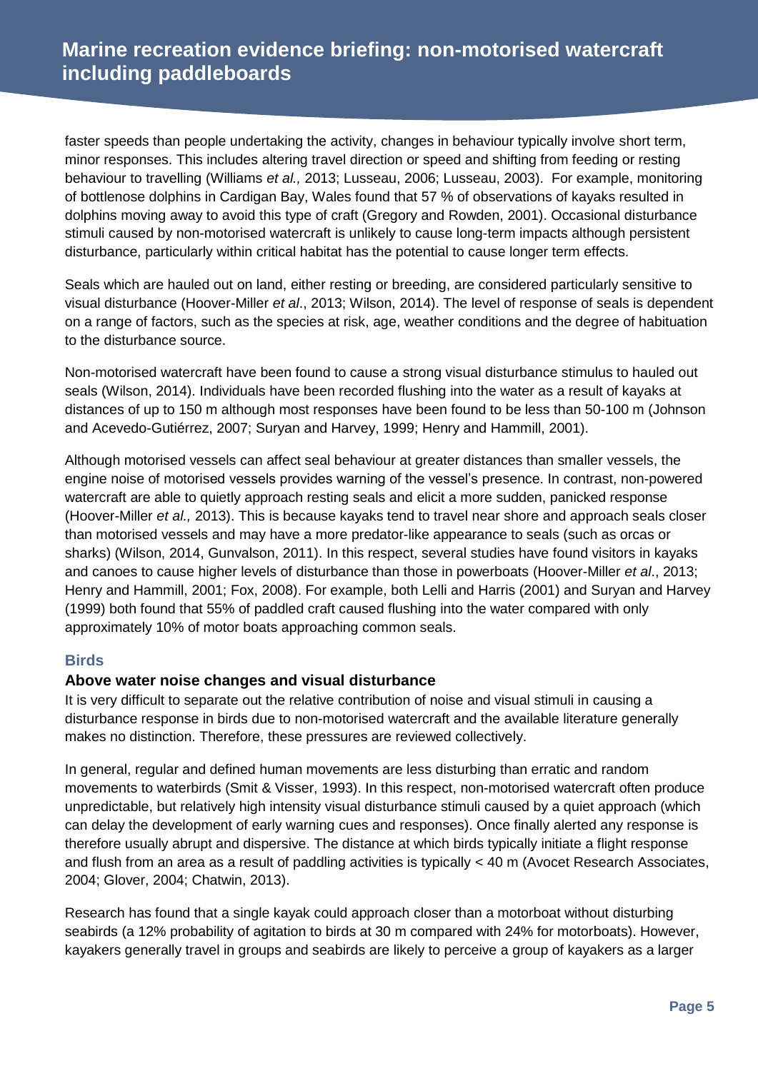faster speeds than people undertaking the activity, changes in behaviour typically involve short term, minor responses. This includes altering travel direction or speed and shifting from feeding or resting behaviour to travelling (Williams *et al.,* 2013; Lusseau, 2006; Lusseau, 2003). For example, monitoring of bottlenose dolphins in Cardigan Bay, Wales found that 57 % of observations of kayaks resulted in dolphins moving away to avoid this type of craft (Gregory and Rowden, 2001). Occasional disturbance stimuli caused by non-motorised watercraft is unlikely to cause long-term impacts although persistent disturbance, particularly within critical habitat has the potential to cause longer term effects.

Seals which are hauled out on land, either resting or breeding, are considered particularly sensitive to visual disturbance (Hoover-Miller *et al*., 2013; Wilson, 2014). The level of response of seals is dependent on a range of factors, such as the species at risk, age, weather conditions and the degree of habituation to the disturbance source.

Non-motorised watercraft have been found to cause a strong visual disturbance stimulus to hauled out seals (Wilson, 2014). Individuals have been recorded flushing into the water as a result of kayaks at distances of up to 150 m although most responses have been found to be less than 50-100 m (Johnson and Acevedo-Gutiérrez, 2007; Suryan and Harvey, 1999; Henry and Hammill, 2001).

Although motorised vessels can affect seal behaviour at greater distances than smaller vessels, the engine noise of motorised vessels provides warning of the vessel's presence. In contrast, non-powered watercraft are able to quietly approach resting seals and elicit a more sudden, panicked response (Hoover-Miller *et al.,* 2013). This is because kayaks tend to travel near shore and approach seals closer than motorised vessels and may have a more predator-like appearance to seals (such as orcas or sharks) (Wilson, 2014, Gunvalson, 2011). In this respect, several studies have found visitors in kayaks and canoes to cause higher levels of disturbance than those in powerboats (Hoover-Miller *et al*., 2013; Henry and Hammill, 2001; Fox, 2008). For example, both Lelli and Harris (2001) and Suryan and Harvey (1999) both found that 55% of paddled craft caused flushing into the water compared with only approximately 10% of motor boats approaching common seals.

## Birds

### Above water noise changes and visual disturbance

It is very difficult to separate out the relative contribution of noise and visual stimuli in causing a disturbance response in birds due to non-motorised watercraft and the available literature generally makes no distinction. Therefore, these pressures are reviewed collectively.

In general, regular and defined human movements are less disturbing than erratic and random movements to waterbirds (Smit & Visser, 1993). In this respect, non-motorised watercraft often produce unpredictable, but relatively high intensity visual disturbance stimuli caused by a quiet approach (which can delay the development of early warning cues and responses). Once finally alerted any response is therefore usually abrupt and dispersive. The distance at which birds typically initiate a flight response and flush from an area as a result of paddling activities is typically < 40 m (Avocet Research Associates, 2004; Glover, 2004; Chatwin, 2013).

Research has found that a single kayak could approach closer than a motorboat without disturbing seabirds (a 12% probability of agitation to birds at 30 m compared with 24% for motorboats). However, kayakers generally travel in groups and seabirds are likely to perceive a group of kayakers as a larger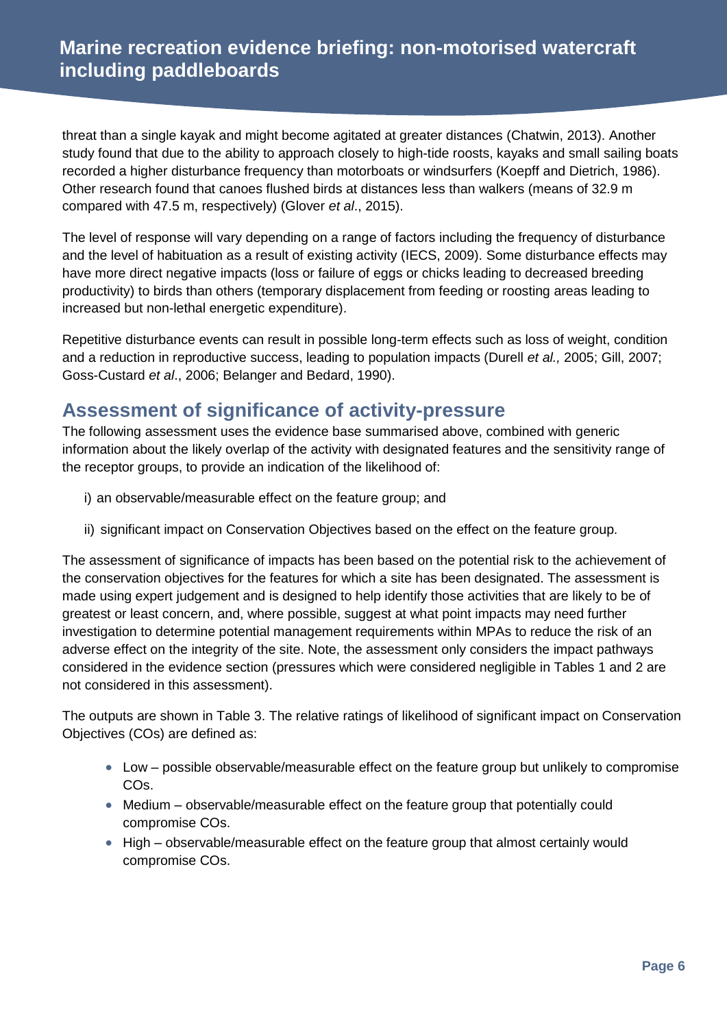threat than a single kayak and might become agitated at greater distances (Chatwin, 2013). Another study found that due to the ability to approach closely to high-tide roosts, kayaks and small sailing boats recorded a higher disturbance frequency than motorboats or windsurfers (Koepff and Dietrich, 1986). Other research found that canoes flushed birds at distances less than walkers (means of 32.9 m compared with 47.5 m, respectively) (Glover *et al*., 2015).

The level of response will vary depending on a range of factors including the frequency of disturbance and the level of habituation as a result of existing activity (IECS, 2009). Some disturbance effects may have more direct negative impacts (loss or failure of eggs or chicks leading to decreased breeding productivity) to birds than others (temporary displacement from feeding or roosting areas leading to increased but non-lethal energetic expenditure).

Repetitive disturbance events can result in possible long-term effects such as loss of weight, condition and a reduction in reproductive success, leading to population impacts (Durell *et al.,* 2005; Gill, 2007; Goss-Custard *et al*., 2006; Belanger and Bedard, 1990).

## Assessment of significance of activity-pressure

The following assessment uses the evidence base summarised above, combined with generic information about the likely overlap of the activity with designated features and the sensitivity range of the receptor groups, to provide an indication of the likelihood of:

i) an observable/measurable effect on the feature group; and

ii) significant impact on Conservation Objectives based on the effect on the feature group.

The assessment of significance of impacts has been based on the potential risk to the achievement of the conservation objectives for the features for which a site has been designated. The assessment is made using expert judgement and is designed to help identify those activities that are likely to be of greatest or least concern, and, where possible, suggest at what point impacts may need further investigation to determine potential management requirements within MPAs to reduce the risk of an adverse effect on the integrity of the site. Note, the assessment only considers the impact pathways considered in the evidence section (pressures which were considered negligible in Tables 1 and 2 are not considered in this assessment).

The outputs are shown in Table 3. The relative ratings of likelihood of significant impact on Conservation Objectives (COs) are defined as:

- Low – possible observable/measurable effect on the feature group but unlikely to compromise COs.
- Medium – observable/measurable effect on the feature group that potentially could compromise COs.
- High – observable/measurable effect on the feature group that almost certainly would compromise COs.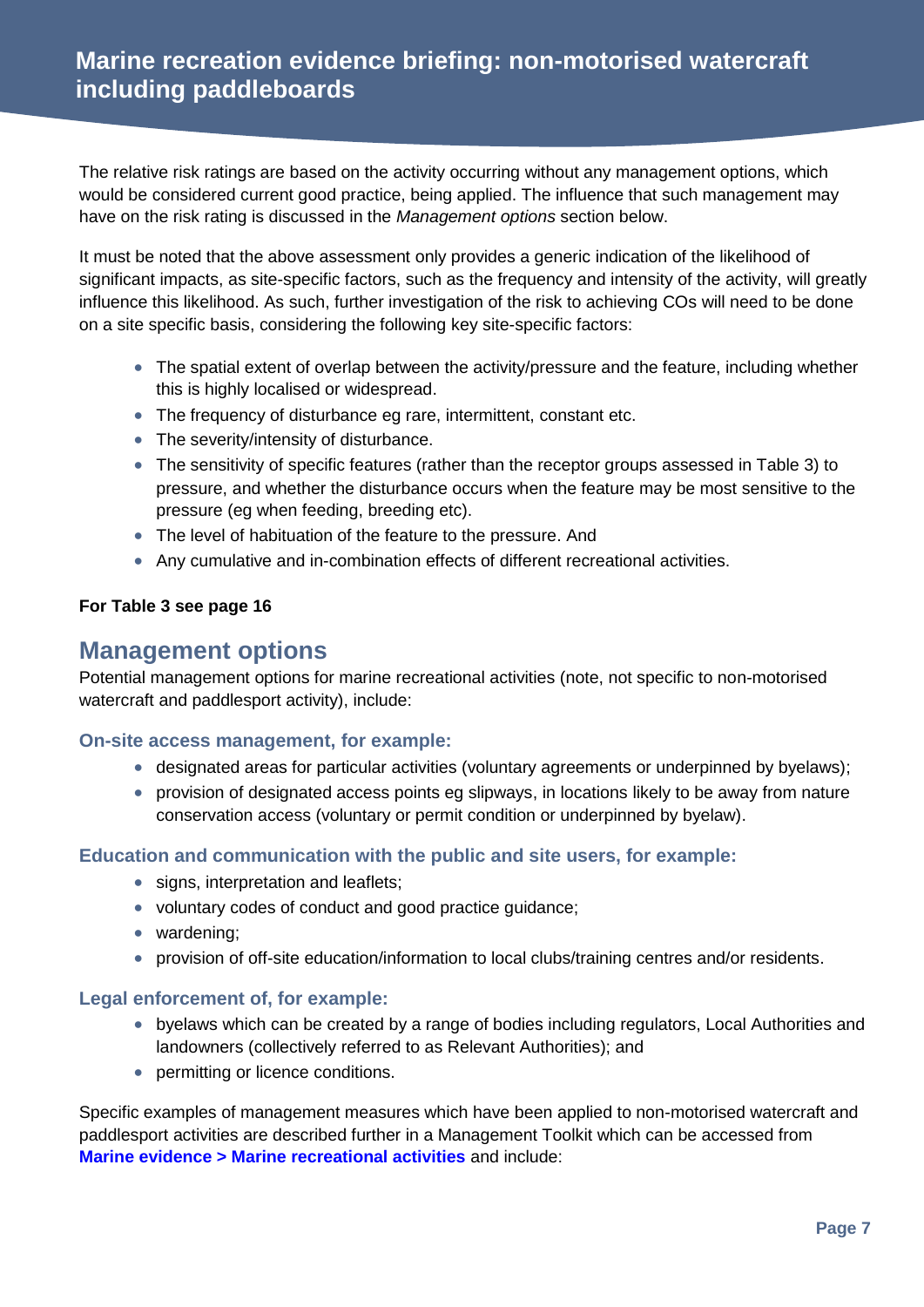The relative risk ratings are based on the activity occurring without any management options, which would be considered current good practice, being applied. The influence that such management may have on the risk rating is discussed in the *Management options* section below.

It must be noted that the above assessment only provides a generic indication of the likelihood of significant impacts, as site-specific factors, such as the frequency and intensity of the activity, will greatly influence this likelihood. As such, further investigation of the risk to achieving COs will need to be done on a site specific basis, considering the following key site-specific factors:

- The spatial extent of overlap between the activity/pressure and the feature, including whether this is highly localised or widespread.
- The frequency of disturbance eg rare, intermittent, constant etc.
- The severity/intensity of disturbance.
- The sensitivity of specific features (rather than the receptor groups assessed in Table 3) to pressure, and whether the disturbance occurs when the feature may be most sensitive to the pressure (eg when feeding, breeding etc).
- The level of habituation of the feature to the pressure. And
- Any cumulative and in-combination effects of different recreational activities.

**For Table 3 see page 16**

## Management options

Potential management options for marine recreational activities (note, not specific to non-motorised watercraft and paddlesport activity), include:

### On-site access management, for example:

- designated areas for particular activities (voluntary agreements or underpinned by byelaws);
- provision of designated access points eg slipways, in locations likely to be away from nature conservation access (voluntary or permit condition or underpinned by byelaw).

### Education and communication with the public and site users, for example:

- signs, interpretation and leaflets;
- voluntary codes of conduct and good practice guidance;
- wardening;
- provision of off-site education/information to local clubs/training centres and/or residents.

### Legal enforcement of, for example:

- byelaws which can be created by a range of bodies including regulators, Local Authorities and landowners (collectively referred to as Relevant Authorities); and
- permitting or licence conditions.

Specific examples of management measures which have been applied to non-motorised watercraft and paddlesport activities are described further in a Management Toolkit which can be accessed from **Marine evidence > Marine recreational activities** and include: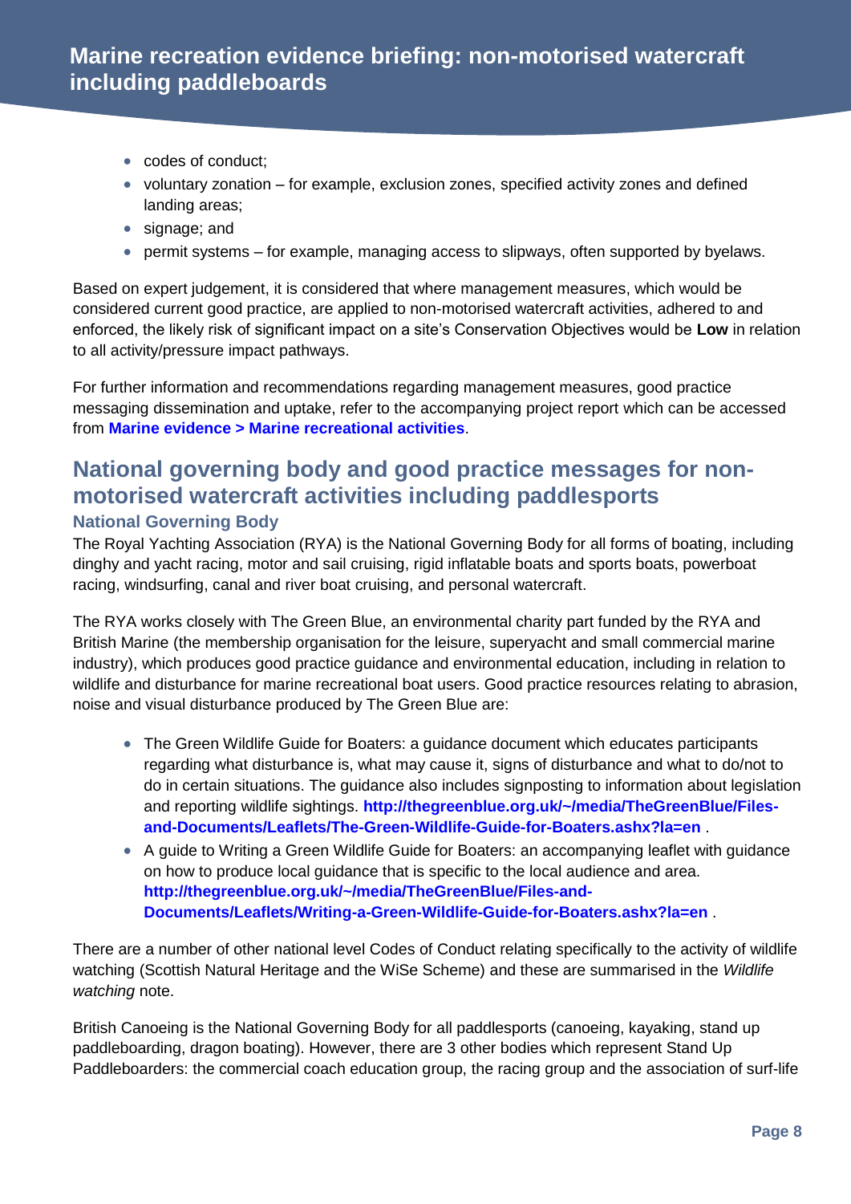- codes of conduct;
- voluntary zonation – for example, exclusion zones, specified activity zones and defined landing areas;
- signage; and
- permit systems – for example, managing access to slipways, often supported by byelaws.

Based on expert judgement, it is considered that where management measures, which would be considered current good practice, are applied to non-motorised watercraft activities, adhered to and enforced, the likely risk of significant impact on a site's Conservation Objectives would be **Low** in relation to all activity/pressure impact pathways.

For further information and recommendations regarding management measures, good practice messaging dissemination and uptake, refer to the accompanying project report which can be accessed from **Marine evidence > Marine recreational activities**.

## National governing body and good practice messages for non-motorised watercraft activities including paddlesports

### National Governing Body

The Royal Yachting Association (RYA) is the National Governing Body for all forms of boating, including dinghy and yacht racing, motor and sail cruising, rigid inflatable boats and sports boats, powerboat racing, windsurfing, canal and river boat cruising, and personal watercraft.

The RYA works closely with The Green Blue, an environmental charity part funded by the RYA and British Marine (the membership organisation for the leisure, superyacht and small commercial marine industry), which produces good practice guidance and environmental education, including in relation to wildlife and disturbance for marine recreational boat users. Good practice resources relating to abrasion, noise and visual disturbance produced by The Green Blue are:

- The Green Wildlife Guide for Boaters: a guidance document which educates participants regarding what disturbance is, what may cause it, signs of disturbance and what to do/not to do in certain situations. The guidance also includes signposting to information about legislation and reporting wildlife sightings. **http://thegreenblue.org.uk/~/media/TheGreenBlue/Files-and-Documents/Leaflets/The-Green-Wildlife-Guide-for-Boaters.ashx?la=en** .
- A guide to Writing a Green Wildlife Guide for Boaters: an accompanying leaflet with guidance on how to produce local guidance that is specific to the local audience and area. **http://thegreenblue.org.uk/~/media/TheGreenBlue/Files-and-Documents/Leaflets/Writing-a-Green-Wildlife-Guide-for-Boaters.ashx?la=en** .

There are a number of other national level Codes of Conduct relating specifically to the activity of wildlife watching (Scottish Natural Heritage and the WiSe Scheme) and these are summarised in the *Wildlife watching* note.

British Canoeing is the National Governing Body for all paddlesports (canoeing, kayaking, stand up paddleboarding, dragon boating). However, there are 3 other bodies which represent Stand Up Paddleboarders: the commercial coach education group, the racing group and the association of surf-life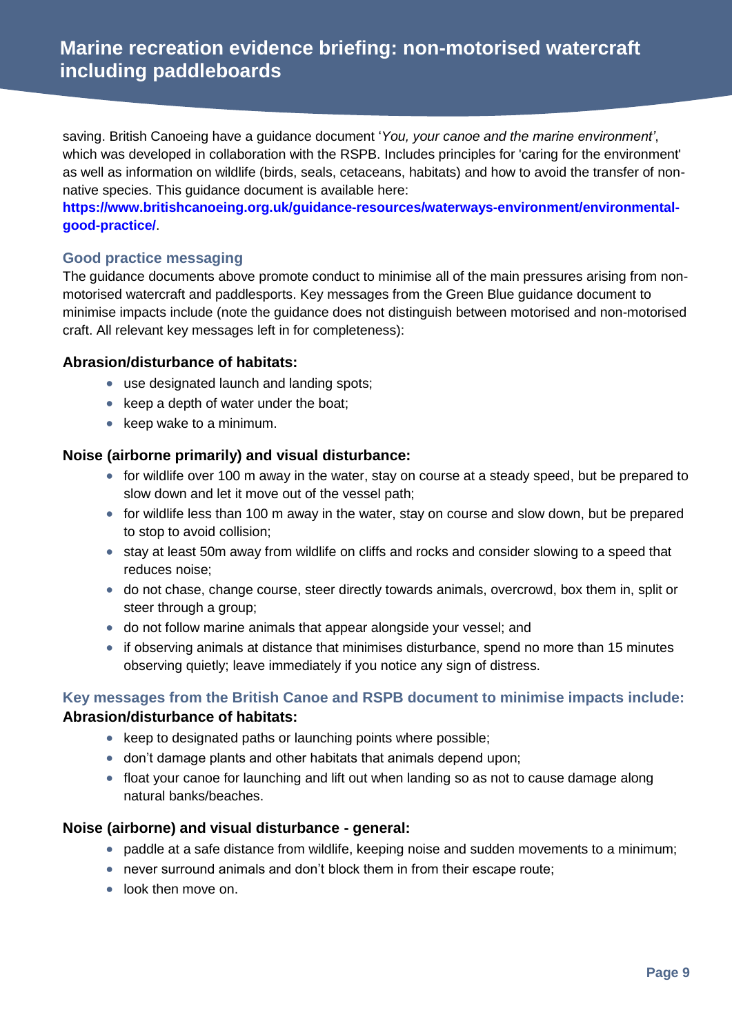saving. British Canoeing have a guidance document '*You, your canoe and the marine environment'*, which was developed in collaboration with the RSPB. Includes principles for 'caring for the environment' as well as information on wildlife (birds, seals, cetaceans, habitats) and how to avoid the transfer of non-native species. This guidance document is available here: **https://www.britishcanoeing.org.uk/guidance-resources/waterways-environment/environmental-good-practice/**.

### Good practice messaging

The guidance documents above promote conduct to minimise all of the main pressures arising from non-motorised watercraft and paddlesports. Key messages from the Green Blue guidance document to minimise impacts include (note the guidance does not distinguish between motorised and non-motorised craft. All relevant key messages left in for completeness):

**Abrasion/disturbance of habitats:**

- use designated launch and landing spots;
- keep a depth of water under the boat;
- keep wake to a minimum.

**Noise (airborne primarily) and visual disturbance:**

- for wildlife over 100 m away in the water, stay on course at a steady speed, but be prepared to slow down and let it move out of the vessel path;
- for wildlife less than 100 m away in the water, stay on course and slow down, but be prepared to stop to avoid collision;
- stay at least 50m away from wildlife on cliffs and rocks and consider slowing to a speed that reduces noise;
- do not chase, change course, steer directly towards animals, overcrowd, box them in, split or steer through a group;
- do not follow marine animals that appear alongside your vessel; and
- if observing animals at distance that minimises disturbance, spend no more than 15 minutes observing quietly; leave immediately if you notice any sign of distress.

### Key messages from the British Canoe and RSPB document to minimise impacts include:

**Abrasion/disturbance of habitats:**

- keep to designated paths or launching points where possible;
- don't damage plants and other habitats that animals depend upon;
- float your canoe for launching and lift out when landing so as not to cause damage along natural banks/beaches.

**Noise (airborne) and visual disturbance - general:**

- paddle at a safe distance from wildlife, keeping noise and sudden movements to a minimum;
- never surround animals and don't block them in from their escape route;
- look then move on.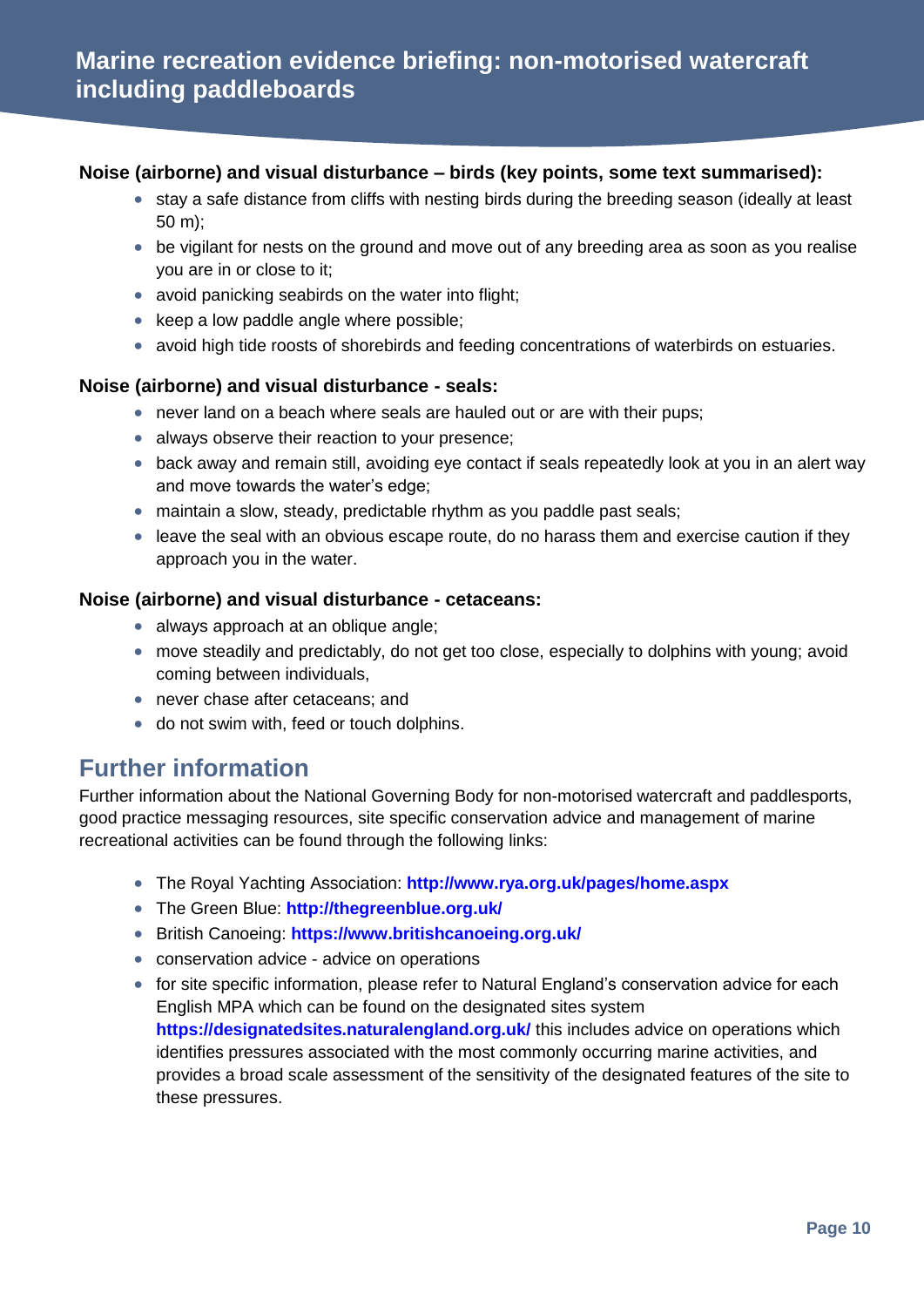**Noise (airborne) and visual disturbance – birds (key points, some text summarised):**

- stay a safe distance from cliffs with nesting birds during the breeding season (ideally at least 50 m);
- be vigilant for nests on the ground and move out of any breeding area as soon as you realise you are in or close to it;
- avoid panicking seabirds on the water into flight;
- keep a low paddle angle where possible;
- avoid high tide roosts of shorebirds and feeding concentrations of waterbirds on estuaries.

**Noise (airborne) and visual disturbance - seals:**

- never land on a beach where seals are hauled out or are with their pups;
- always observe their reaction to your presence;
- back away and remain still, avoiding eye contact if seals repeatedly look at you in an alert way and move towards the water's edge;
- maintain a slow, steady, predictable rhythm as you paddle past seals;
- leave the seal with an obvious escape route, do no harass them and exercise caution if they approach you in the water.

**Noise (airborne) and visual disturbance - cetaceans:**

- always approach at an oblique angle;
- move steadily and predictably, do not get too close, especially to dolphins with young; avoid coming between individuals,
- never chase after cetaceans; and
- do not swim with, feed or touch dolphins.

## Further information

Further information about the National Governing Body for non-motorised watercraft and paddlesports, good practice messaging resources, site specific conservation advice and management of marine recreational activities can be found through the following links:

- The Royal Yachting Association: **http://www.rya.org.uk/pages/home.aspx**
- The Green Blue: **http://thegreenblue.org.uk/**
- British Canoeing: **https://www.britishcanoeing.org.uk/**
- conservation advice - advice on operations
- for site specific information, please refer to Natural England's conservation advice for each English MPA which can be found on the designated sites system **https://designatedsites.naturalengland.org.uk/** this includes advice on operations which identifies pressures associated with the most commonly occurring marine activities, and provides a broad scale assessment of the sensitivity of the designated features of the site to these pressures.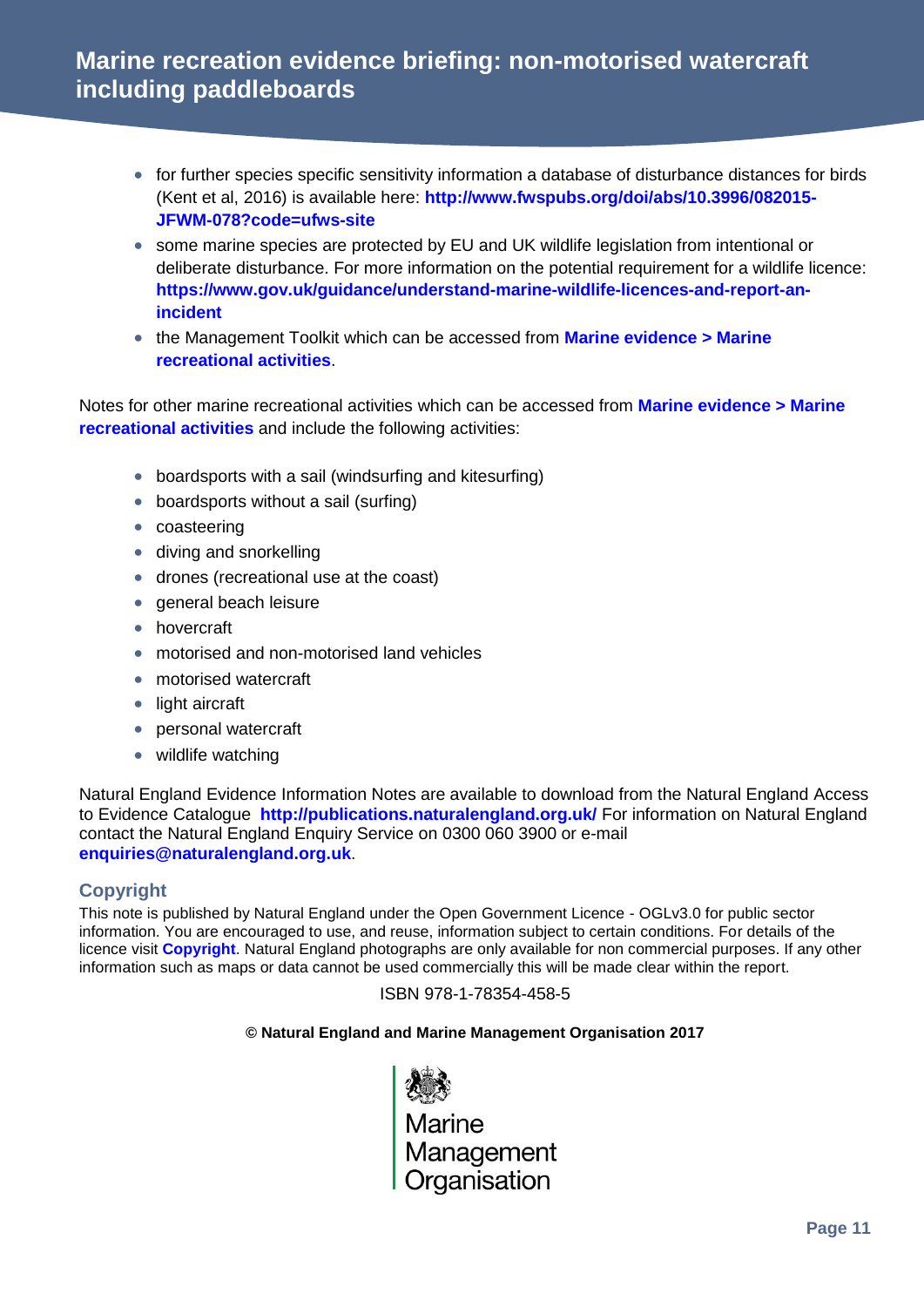- for further species specific sensitivity information a database of disturbance distances for birds (Kent et al, 2016) is available here: **http://www.fwspubs.org/doi/abs/10.3996/082015-JFWM-078?code=ufws-site**
- some marine species are protected by EU and UK wildlife legislation from intentional or deliberate disturbance. For more information on the potential requirement for a wildlife licence: **https://www.gov.uk/guidance/understand-marine-wildlife-licences-and-report-an-incident**
- the Management Toolkit which can be accessed from **Marine evidence > Marine recreational activities**.

Notes for other marine recreational activities which can be accessed from **Marine evidence > Marine recreational activities** and include the following activities:

- boardsports with a sail (windsurfing and kitesurfing)
- boardsports without a sail (surfing)
- coasteering
- diving and snorkelling
- drones (recreational use at the coast)
- general beach leisure
- hovercraft
- motorised and non-motorised land vehicles
- motorised watercraft
- light aircraft
- personal watercraft
- wildlife watching

Natural England Evidence Information Notes are available to download from the Natural England Access to Evidence Catalogue **http://publications.naturalengland.org.uk/** For information on Natural England contact the Natural England Enquiry Service on 0300 060 3900 or e-mail **enquiries@naturalengland.org.uk**.

## Copyright

This note is published by Natural England under the Open Government Licence - OGLv3.0 for public sector information. You are encouraged to use, and reuse, information subject to certain conditions. For details of the licence visit **Copyright**. Natural England photographs are only available for non commercial purposes. If any other information such as maps or data cannot be used commercially this will be made clear within the report.

ISBN 978-1-78354-458-5

**© Natural England and Marine Management Organisation 2017**

Marine Management Organisation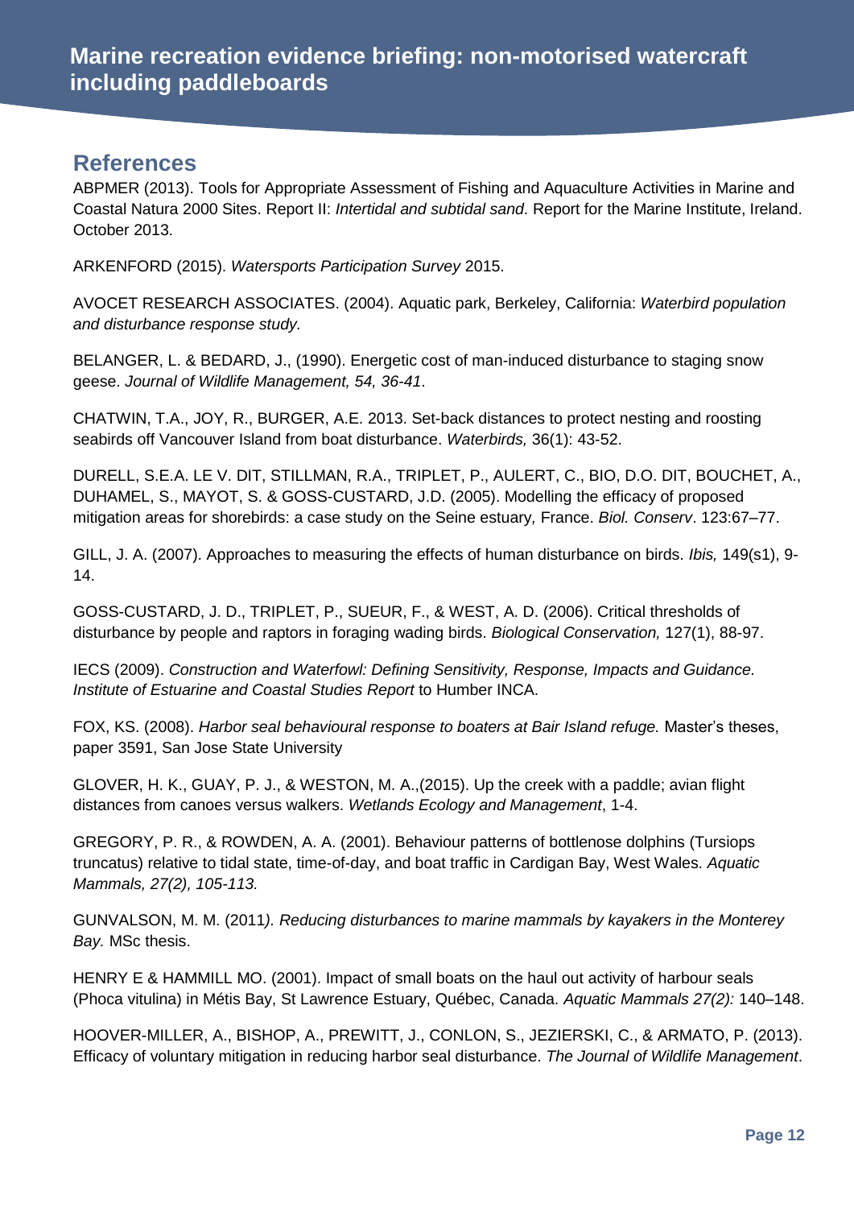## References

ABPMER (2013). Tools for Appropriate Assessment of Fishing and Aquaculture Activities in Marine and Coastal Natura 2000 Sites. Report II: *Intertidal and subtidal sand*. Report for the Marine Institute, Ireland. October 2013.

ARKENFORD (2015). *Watersports Participation Survey* 2015.

AVOCET RESEARCH ASSOCIATES. (2004). Aquatic park, Berkeley, California: *Waterbird population and disturbance response study.*

BELANGER, L. & BEDARD, J., (1990). Energetic cost of man-induced disturbance to staging snow geese. *Journal of Wildlife Management, 54, 36-41*.

CHATWIN, T.A., JOY, R., BURGER, A.E. 2013. Set-back distances to protect nesting and roosting seabirds off Vancouver Island from boat disturbance. *Waterbirds,* 36(1): 43-52.

DURELL, S.E.A. LE V. DIT, STILLMAN, R.A., TRIPLET, P., AULERT, C., BIO, D.O. DIT, BOUCHET, A., DUHAMEL, S., MAYOT, S. & GOSS-CUSTARD, J.D. (2005). Modelling the efficacy of proposed mitigation areas for shorebirds: a case study on the Seine estuary*,* France. *Biol. Conserv*. 123:67–77.

GILL, J. A. (2007). Approaches to measuring the effects of human disturbance on birds. *Ibis,* 149(s1), 9-14.

GOSS-CUSTARD, J. D., TRIPLET, P., SUEUR, F., & WEST, A. D. (2006). Critical thresholds of disturbance by people and raptors in foraging wading birds. *Biological Conservation,* 127(1), 88-97.

IECS (2009). *Construction and Waterfowl: Defining Sensitivity, Response, Impacts and Guidance. Institute of Estuarine and Coastal Studies Report* to Humber INCA.

FOX, KS. (2008). *Harbor seal behavioural response to boaters at Bair Island refuge.* Master's theses, paper 3591, San Jose State University

GLOVER, H. K., GUAY, P. J., & WESTON, M. A.,(2015). Up the creek with a paddle; avian flight distances from canoes versus walkers. *Wetlands Ecology and Management*, 1-4.

GREGORY, P. R., & ROWDEN, A. A. (2001). Behaviour patterns of bottlenose dolphins (Tursiops truncatus) relative to tidal state, time-of-day, and boat traffic in Cardigan Bay, West Wales. *Aquatic Mammals, 27(2), 105-113.*

GUNVALSON, M. M. (2011*). Reducing disturbances to marine mammals by kayakers in the Monterey Bay.* MSc thesis.

HENRY E & HAMMILL MO. (2001). Impact of small boats on the haul out activity of harbour seals (Phoca vitulina) in Métis Bay, St Lawrence Estuary, Québec, Canada. *Aquatic Mammals 27(2):* 140–148.

HOOVER-MILLER, A., BISHOP, A., PREWITT, J., CONLON, S., JEZIERSKI, C., & ARMATO, P. (2013). Efficacy of voluntary mitigation in reducing harbor seal disturbance. *The Journal of Wildlife Management*.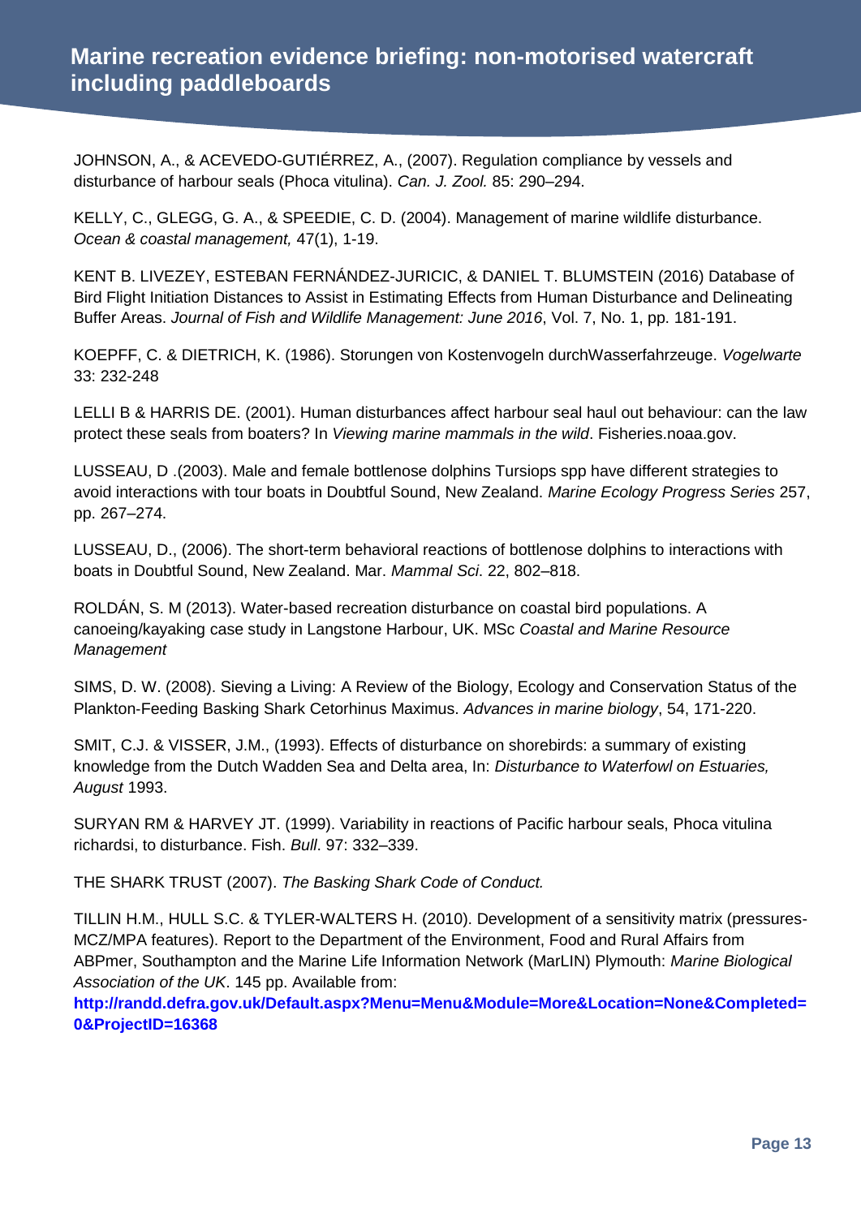JOHNSON, A., & ACEVEDO-GUTIÉRREZ, A., (2007). Regulation compliance by vessels and disturbance of harbour seals (Phoca vitulina). *Can. J. Zool.* 85: 290–294.

KELLY, C., GLEGG, G. A., & SPEEDIE, C. D. (2004). Management of marine wildlife disturbance. *Ocean & coastal management,* 47(1), 1-19.

KENT B. LIVEZEY, ESTEBAN FERNÁNDEZ-JURICIC, & DANIEL T. BLUMSTEIN (2016) Database of Bird Flight Initiation Distances to Assist in Estimating Effects from Human Disturbance and Delineating Buffer Areas. *Journal of Fish and Wildlife Management: June 2016*, Vol. 7, No. 1, pp. 181-191.

KOEPFF, C. & DIETRICH, K. (1986). Storungen von Kostenvogeln durchWasserfahrzeuge. *Vogelwarte* 33: 232-248

LELLI B & HARRIS DE. (2001). Human disturbances affect harbour seal haul out behaviour: can the law protect these seals from boaters? In *Viewing marine mammals in the wild*. Fisheries.noaa.gov.

LUSSEAU, D .(2003). Male and female bottlenose dolphins Tursiops spp have different strategies to avoid interactions with tour boats in Doubtful Sound, New Zealand. *Marine Ecology Progress Series* 257, pp. 267–274.

LUSSEAU, D., (2006). The short-term behavioral reactions of bottlenose dolphins to interactions with boats in Doubtful Sound, New Zealand. Mar. *Mammal Sci*. 22, 802–818.

ROLDÁN, S. M (2013). Water-based recreation disturbance on coastal bird populations. A canoeing/kayaking case study in Langstone Harbour, UK. MSc *Coastal and Marine Resource Management*

SIMS, D. W. (2008). Sieving a Living: A Review of the Biology, Ecology and Conservation Status of the Plankton-Feeding Basking Shark Cetorhinus Maximus. *Advances in marine biology*, 54, 171-220.

SMIT, C.J. & VISSER, J.M., (1993). Effects of disturbance on shorebirds: a summary of existing knowledge from the Dutch Wadden Sea and Delta area, In: *Disturbance to Waterfowl on Estuaries, August* 1993.

SURYAN RM & HARVEY JT. (1999). Variability in reactions of Pacific harbour seals, Phoca vitulina richardsi, to disturbance. Fish. *Bull*. 97: 332–339.

THE SHARK TRUST (2007). *The Basking Shark Code of Conduct.*

TILLIN H.M., HULL S.C. & TYLER-WALTERS H. (2010). Development of a sensitivity matrix (pressures-MCZ/MPA features). Report to the Department of the Environment, Food and Rural Affairs from ABPmer, Southampton and the Marine Life Information Network (MarLIN) Plymouth: *Marine Biological Association of the UK*. 145 pp. Available from: **http://randd.defra.gov.uk/Default.aspx?Menu=Menu&Module=More&Location=None&Completed=0&ProjectID=16368**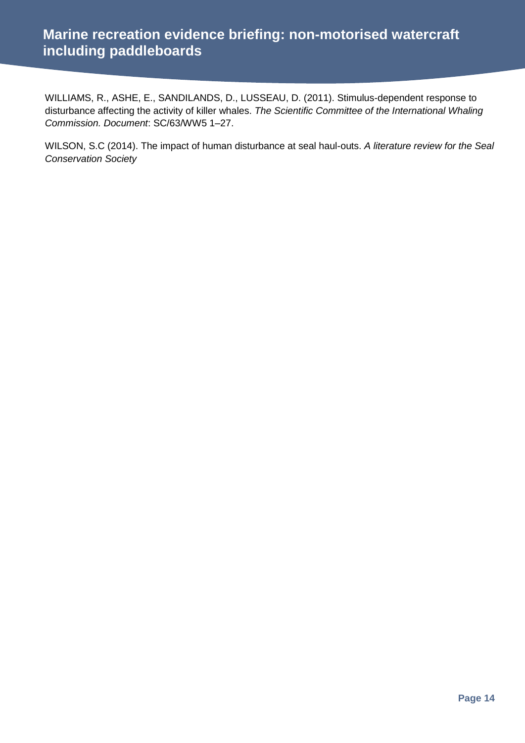WILLIAMS, R., ASHE, E., SANDILANDS, D., LUSSEAU, D. (2011). Stimulus-dependent response to disturbance affecting the activity of killer whales. *The Scientific Committee of the International Whaling Commission. Document*: SC/63/WW5 1–27.

WILSON, S.C (2014). The impact of human disturbance at seal haul-outs. *A literature review for the Seal Conservation Society*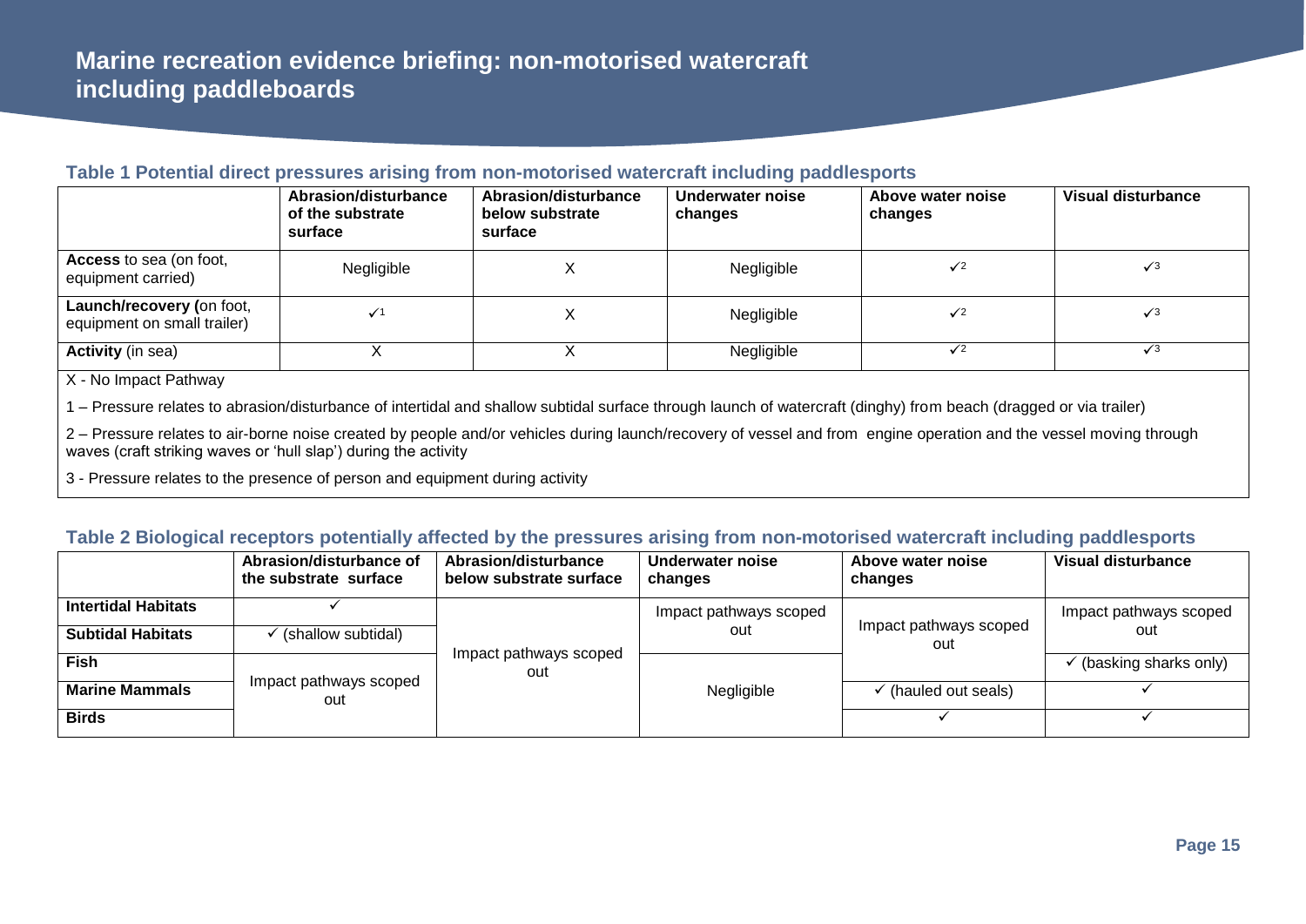### Table 1 Potential direct pressures arising from non-motorised watercraft including paddlesports

| | Abrasion/disturbance of the substrate surface | Abrasion/disturbance below substrate surface | Underwater noise changes | Above water noise changes | Visual disturbance |
|---|---|---|---|---|---|
| **Access** to sea (on foot, equipment carried) | Negligible | X | Negligible | ✓[2] | ✓[3] |
| **Launch/recovery (**on foot, equipment on small trailer) | ✓[1] | X | Negligible | ✓[2] | ✓[3] |
| **Activity** (in sea) | X | X | Negligible | ✓[2] | ✓[3] |

X - No Impact Pathway

1 – Pressure relates to abrasion/disturbance of intertidal and shallow subtidal surface through launch of watercraft (dinghy) from beach (dragged or via trailer)

2 – Pressure relates to air-borne noise created by people and/or vehicles during launch/recovery of vessel and from engine operation and the vessel moving through waves (craft striking waves or 'hull slap') during the activity

3 - Pressure relates to the presence of person and equipment during activity

### Table 2 Biological receptors potentially affected by the pressures arising from non-motorised watercraft including paddlesports

| | Abrasion/disturbance of the substrate surface | Abrasion/disturbance below substrate surface | Underwater noise changes | Above water noise changes | Visual disturbance |
|---|---|---|---|---|---|
| **Intertidal Habitats** | ✓ | Impact pathways scoped out | Impact pathways scoped out | Impact pathways scoped out | Impact pathways scoped out |
| **Subtidal Habitats** | ✓ (shallow subtidal) | Impact pathways scoped out | Impact pathways scoped out | Impact pathways scoped out | Impact pathways scoped out |
| **Fish** | Impact pathways scoped out | Impact pathways scoped out | Negligible | Impact pathways scoped out | ✓ (basking sharks only) |
| **Marine Mammals** | Impact pathways scoped out | Impact pathways scoped out | Negligible | ✓ (hauled out seals) | ✓ |
| **Birds** | Impact pathways scoped out | Impact pathways scoped out | Negligible | ✓ | ✓ |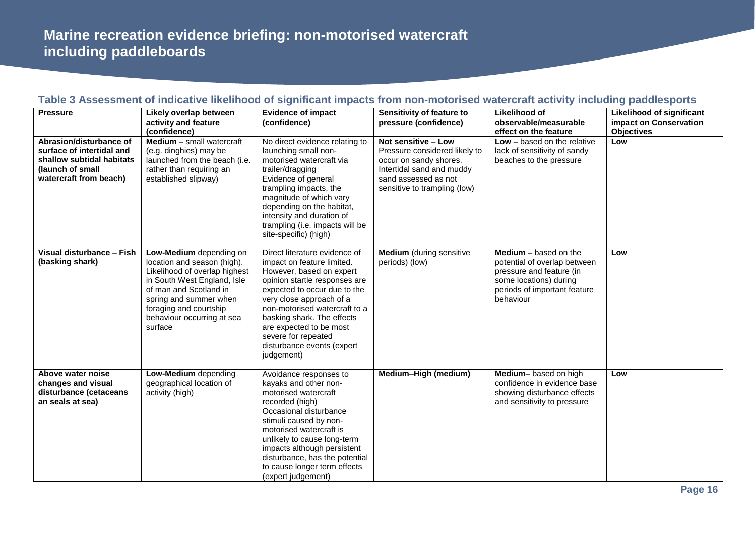### Table 3 Assessment of indicative likelihood of significant impacts from non-motorised watercraft activity including paddlesports

| Pressure | Likely overlap between activity and feature (confidence) | Evidence of impact (confidence) | Sensitivity of feature to pressure (confidence) | Likelihood of observable/measurable effect on the feature | Likelihood of significant impact on Conservation Objectives |
|---|---|---|---|---|---|
| **Abrasion/disturbance of surface of intertidal and shallow subtidal habitats (launch of small watercraft from beach)** | **Medium –** small watercraft (e.g. dinghies) may be launched from the beach (i.e. rather than requiring an established slipway) | No direct evidence relating to launching small non-motorised watercraft via trailer/dragging<br>Evidence of general trampling impacts, the magnitude of which vary depending on the habitat, intensity and duration of trampling (i.e. impacts will be site-specific) (high) | **Not sensitive – Low**<br>Pressure considered likely to occur on sandy shores. Intertidal sand and muddy sand assessed as not sensitive to trampling (low) | **Low –** based on the relative lack of sensitivity of sandy beaches to the pressure | **Low** |
| **Visual disturbance – Fish (basking shark)** | **Low-Medium** depending on location and season (high). Likelihood of overlap highest in South West England, Isle of man and Scotland in spring and summer when foraging and courtship behaviour occurring at sea surface | Direct literature evidence of impact on feature limited. However, based on expert opinion startle responses are expected to occur due to the very close approach of a non-motorised watercraft to a basking shark. The effects are expected to be most severe for repeated disturbance events (expert judgement) | **Medium** (during sensitive periods) (low) | **Medium –** based on the potential of overlap between pressure and feature (in some locations) during periods of important feature behaviour | **Low** |
| **Above water noise changes and visual disturbance (cetaceans an seals at sea)** | **Low-Medium** depending geographical location of activity (high) | Avoidance responses to kayaks and other non-motorised watercraft recorded (high)<br>Occasional disturbance stimuli caused by non-motorised watercraft is unlikely to cause long-term impacts although persistent disturbance, has the potential to cause longer term effects (expert judgement) | **Medium–High (medium)** | **Medium–** based on high confidence in evidence base showing disturbance effects and sensitivity to pressure | **Low** |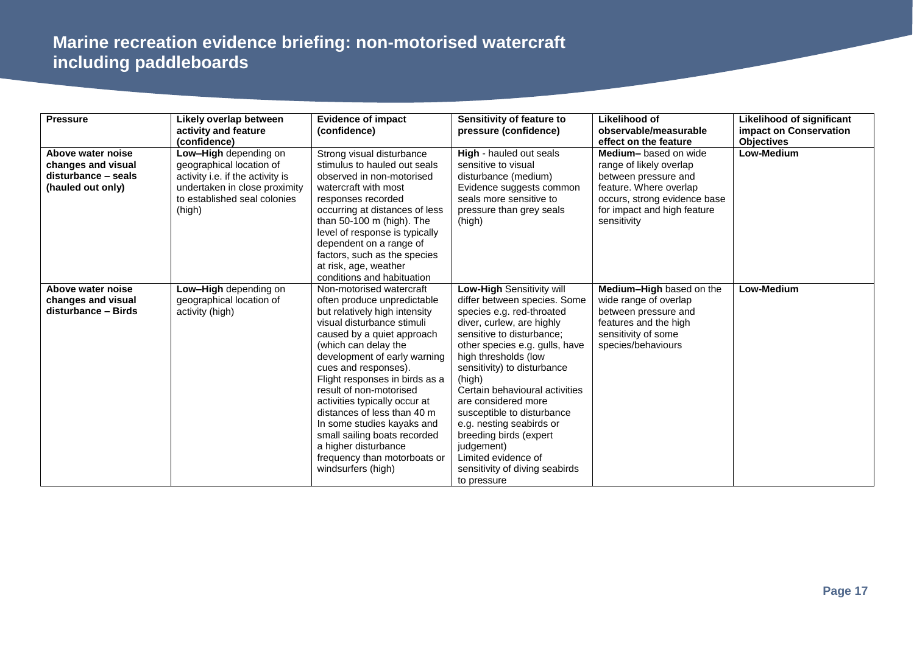# Marine recreation evidence briefing: non-motorised watercraft including paddleboards

| Pressure | Likely overlap between activity and feature (confidence) | Evidence of impact (confidence) | Sensitivity of feature to pressure (confidence) | Likelihood of observable/measurable effect on the feature | Likelihood of significant impact on Conservation Objectives |
|---|---|---|---|---|---|
| **Above water noise changes and visual disturbance – seals (hauled out only)** | **Low–High** depending on geographical location of activity i.e. if the activity is undertaken in close proximity to established seal colonies (high) | Strong visual disturbance stimulus to hauled out seals observed in non-motorised watercraft with most responses recorded occurring at distances of less than 50-100 m (high). The level of response is typically dependent on a range of factors, such as the species at risk, age, weather conditions and habituation | **High** - hauled out seals sensitive to visual disturbance (medium) Evidence suggests common seals more sensitive to pressure than grey seals (high) | **Medium–** based on wide range of likely overlap between pressure and feature. Where overlap occurs, strong evidence base for impact and high feature sensitivity | **Low-Medium** |
| **Above water noise changes and visual disturbance – Birds** | **Low–High** depending on geographical location of activity (high) | Non-motorised watercraft often produce unpredictable but relatively high intensity visual disturbance stimuli caused by a quiet approach (which can delay the development of early warning cues and responses). Flight responses in birds as a result of non-motorised activities typically occur at distances of less than 40 m In some studies kayaks and small sailing boats recorded a higher disturbance frequency than motorboats or windsurfers (high) | **Low-High** Sensitivity will differ between species. Some species e.g. red-throated diver, curlew, are highly sensitive to disturbance; other species e.g. gulls, have high thresholds (low sensitivity) to disturbance (high) Certain behavioural activities are considered more susceptible to disturbance e.g. nesting seabirds or breeding birds (expert judgement) Limited evidence of sensitivity of diving seabirds to pressure | **Medium–High** based on the wide range of overlap between pressure and features and the high sensitivity of some species/behaviours | **Low-Medium** |